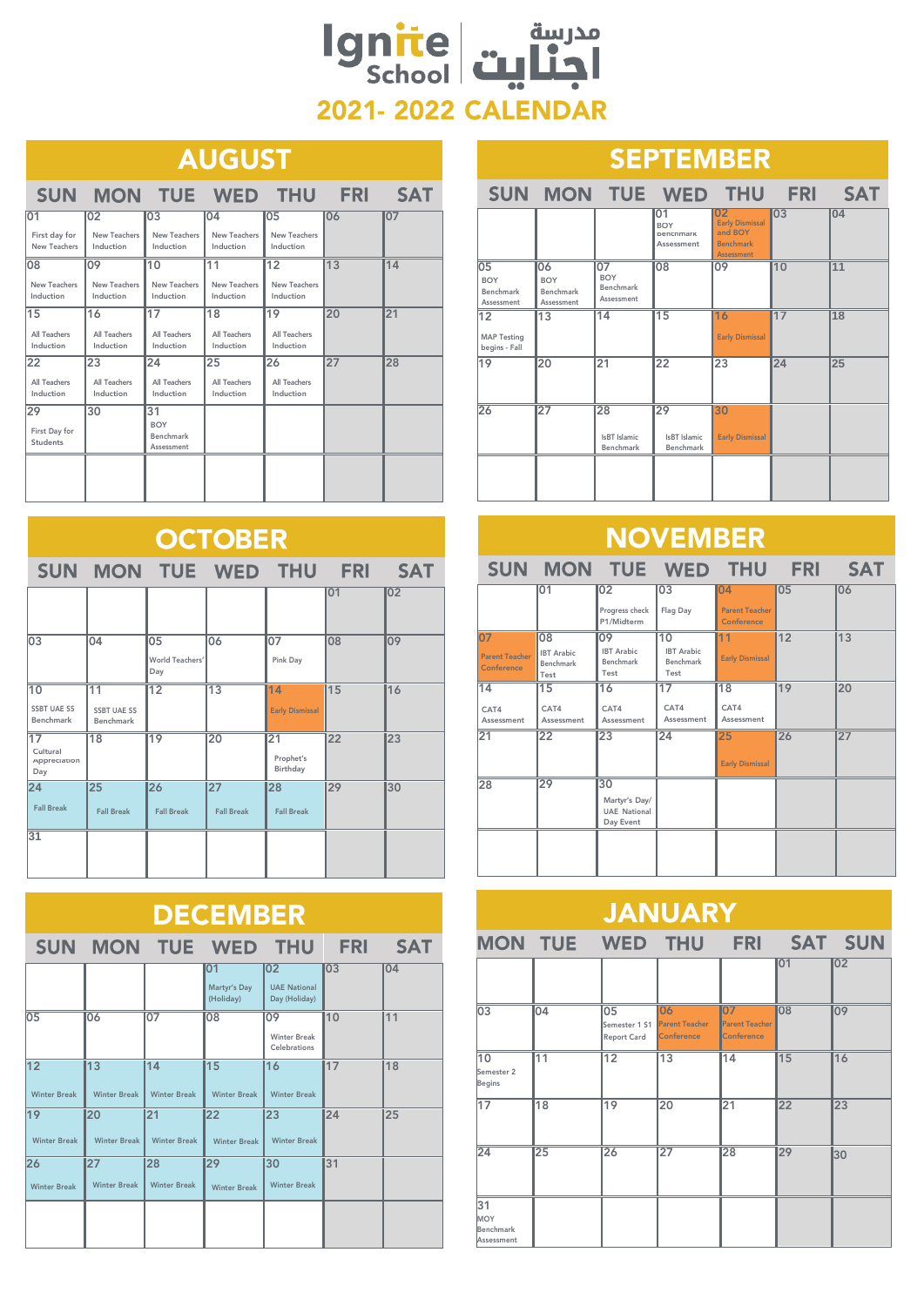# Ignite School مدرسة اجنايت

## 2021- 2022 CALENDAR

## AUGUST

| SUN | MON | TUE | WED | THU | FRI | SAT |
|---|---|---|---|---|---|---|
| 01 First day for New Teachers | 02 New Teachers Induction | 03 New Teachers Induction | 04 New Teachers Induction | 05 New Teachers Induction | 06 | 07 |
| 08 New Teachers Induction | 09 New Teachers Induction | 10 New Teachers Induction | 11 New Teachers Induction | 12 New Teachers Induction | 13 | 14 |
| 15 All Teachers Induction | 16 All Teachers Induction | 17 All Teachers Induction | 18 All Teachers Induction | 19 All Teachers Induction | 20 | 21 |
| 22 All Teachers Induction | 23 All Teachers Induction | 24 All Teachers Induction | 25 All Teachers Induction | 26 All Teachers Induction | 27 | 28 |
| 29 First Day for Students | 30 | 31 BOY Benchmark Assessment | | | | |

## SEPTEMBER

| SUN | MON | TUE | WED | THU | FRI | SAT |
|---|---|---|---|---|---|---|
| | | | 01 BOY Benchmark Assessment | 02 Early Dismissal and BOY Benchmark Assessment | 03 | 04 |
| 05 BOY Benchmark Assessment | 06 BOY Benchmark Assessment | 07 BOY Benchmark Assessment | 08 | 09 | 10 | 11 |
| 12 MAP Testing begins - Fall | 13 | 14 | 15 | 16 Early Dismissal | 17 | 18 |
| 19 | 20 | 21 | 22 | 23 | 24 | 25 |
| 26 | 27 | 28 IsBT Islamic Benchmark | 29 IsBT Islamic Benchmark | 30 Early Dismissal | | |

## OCTOBER

| SUN | MON | TUE | WED | THU | FRI | SAT |
|---|---|---|---|---|---|---|
| | | | | | 01 | 02 |
| 03 | 04 | 05 World Teachers' Day | 06 | 07 Pink Day | 08 | 09 |
| 10 SSBT UAE SS Benchmark | 11 SSBT UAE SS Benchmark | 12 | 13 | 14 Early Dismissal | 15 | 16 |
| 17 Cultural Appreciation Day | 18 | 19 | 20 | 21 Prophet's Birthday | 22 | 23 |
| 24 Fall Break | 25 Fall Break | 26 Fall Break | 27 Fall Break | 28 Fall Break | 29 | 30 |
| 31 | | | | | | |

## NOVEMBER

| SUN | MON | TUE | WED | THU | FRI | SAT |
|---|---|---|---|---|---|---|
| | 01 | 02 Progress check P1/Midterm | 03 Flag Day | 04 Parent Teacher Conference | 05 | 06 |
| 07 Parent Teacher Conference | 08 IBT Arabic Benchmark Test | 09 IBT Arabic Benchmark Test | 10 IBT Arabic Benchmark Test | 11 Early Dismissal | 12 | 13 |
| 14 CAT4 Assessment | 15 CAT4 Assessment | 16 CAT4 Assessment | 17 CAT4 Assessment | 18 CAT4 Assessment | 19 | 20 |
| 21 | 22 | 23 | 24 | 25 Early Dismissal | 26 | 27 |
| 28 | 29 | 30 Martyr's Day/ UAE National Day Event | | | | |

## DECEMBER

| SUN | MON | TUE | WED | THU | FRI | SAT |
|---|---|---|---|---|---|---|
| | | | 01 Martyr's Day (Holiday) | 02 UAE National Day (Holiday) | 03 | 04 |
| 05 | 06 | 07 | 08 | 09 Winter Break Celebrations | 10 | 11 |
| 12 Winter Break | 13 Winter Break | 14 Winter Break | 15 Winter Break | 16 Winter Break | 17 | 18 |
| 19 Winter Break | 20 Winter Break | 21 Winter Break | 22 Winter Break | 23 Winter Break | 24 | 25 |
| 26 Winter Break | 27 Winter Break | 28 Winter Break | 29 Winter Break | 30 Winter Break | 31 | |

## JANUARY

| MON | TUE | WED | THU | FRI | SAT | SUN |
|---|---|---|---|---|---|---|
| | | | | | 01 | 02 |
| 03 | 04 | 05 Semester 1 S1 Report Card | 06 Parent Teacher Conference | 07 Parent Teacher Conference | 08 | 09 |
| 10 Semester 2 Begins | 11 | 12 | 13 | 14 | 15 | 16 |
| 17 | 18 | 19 | 20 | 21 | 22 | 23 |
| 24 | 25 | 26 | 27 | 28 | 29 | 30 |
| 31 MOY Benchmark Assessment | | | | | | |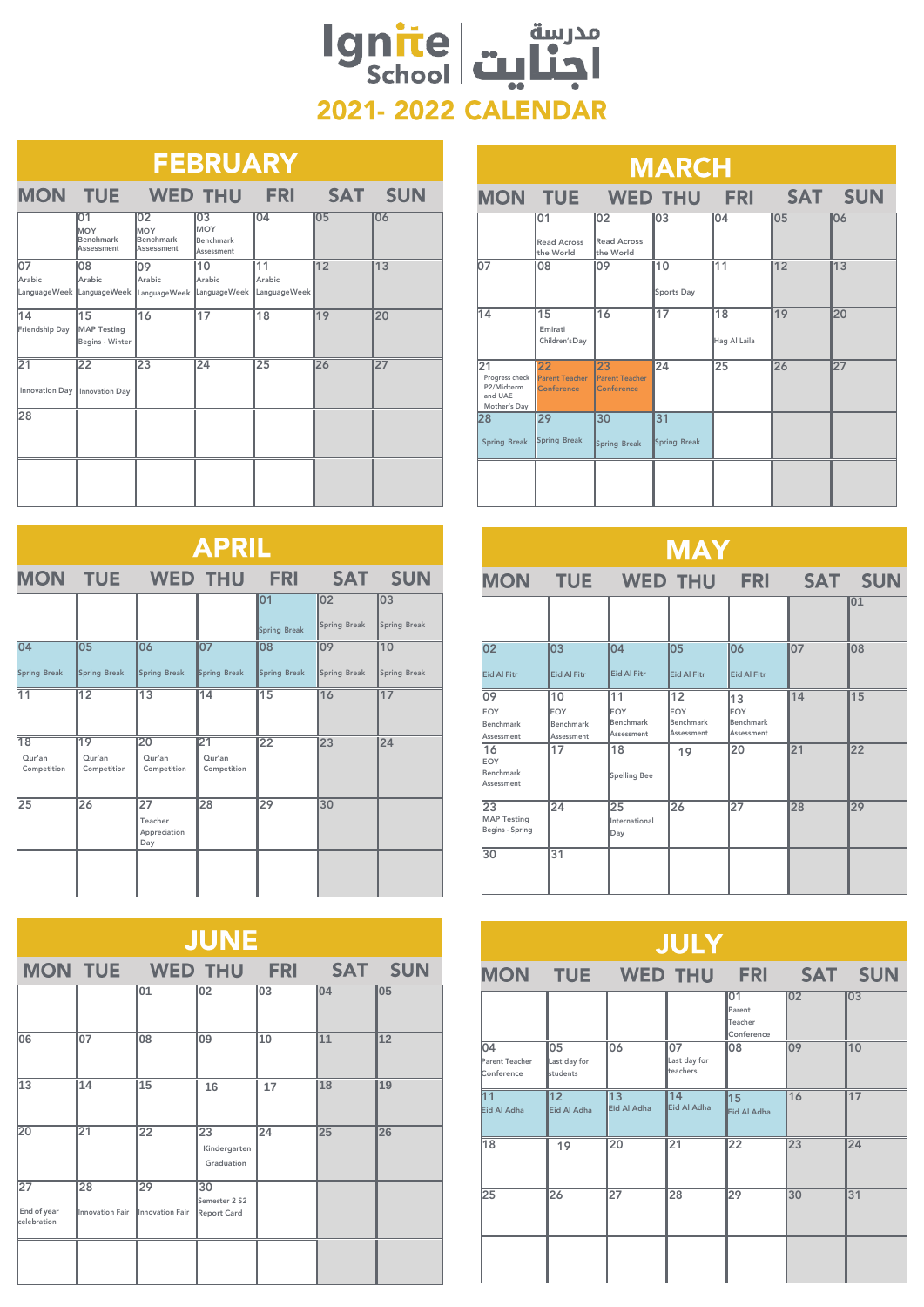# Ignite School مدرسة اجنايت

## 2021- 2022 CALENDAR

## FEBRUARY

| MON | TUE | WED | THU | FRI | SAT | SUN |
|---|---|---|---|---|---|---|
| | 01 MOY Benchmark Assessment | 02 MOY Benchmark Assessment | 03 MOY Benchmark Assessment | 04 | 05 | 06 |
| 07 Arabic LanguageWeek | 08 Arabic LanguageWeek | 09 Arabic LanguageWeek | 10 Arabic LanguageWeek | 11 Arabic LanguageWeek | 12 | 13 |
| 14 Friendship Day | 15 MAP Testing Begins - Winter | 16 | 17 | 18 | 19 | 20 |
| 21 Innovation Day | 22 Innovation Day | 23 | 24 | 25 | 26 | 27 |
| 28 | | | | | | |
| | | | | | | |

## MARCH

| MON | TUE | WED | THU | FRI | SAT | SUN |
|---|---|---|---|---|---|---|
| | 01 Read Across the World | 02 Read Across the World | 03 | 04 | 05 | 06 |
| 07 | 08 | 09 | 10 Sports Day | 11 | 12 | 13 |
| 14 | 15 Emirati Children'sDay | 16 | 17 | 18 Hag Al Laila | 19 | 20 |
| 21 Progress check P2/Midterm and UAE Mother's Day | 22 Parent Teacher Conference | 23 Parent Teacher Conference | 24 | 25 | 26 | 27 |
| 28 Spring Break | 29 Spring Break | 30 Spring Break | 31 Spring Break | | | |
| | | | | | | |

## APRIL

| MON | TUE | WED | THU | FRI | SAT | SUN |
|---|---|---|---|---|---|---|
| | | | | 01 Spring Break | 02 Spring Break | 03 Spring Break |
| 04 Spring Break | 05 Spring Break | 06 Spring Break | 07 Spring Break | 08 Spring Break | 09 Spring Break | 10 Spring Break |
| 11 | 12 | 13 | 14 | 15 | 16 | 17 |
| 18 Qur'an Competition | 19 Qur'an Competition | 20 Qur'an Competition | 21 Qur'an Competition | 22 | 23 | 24 |
| 25 | 26 | 27 Teacher Appreciation Day | 28 | 29 | 30 | |
| | | | | | | |

## MAY

| MON | TUE | WED | THU | FRI | SAT | SUN |
|---|---|---|---|---|---|---|
| | | | | | | 01 |
| 02 Eid Al Fitr | 03 Eid Al Fitr | 04 Eid Al Fitr | 05 Eid Al Fitr | 06 Eid Al Fitr | 07 | 08 |
| 09 EOY Benchmark Assessment | 10 EOY Benchmark Assessment | 11 EOY Benchmark Assessment | 12 EOY Benchmark Assessment | 13 EOY Benchmark Assessment | 14 | 15 |
| 16 EOY Benchmark Assessment | 17 | 18 Spelling Bee | 19 | 20 | 21 | 22 |
| 23 MAP Testing Begins - Spring | 24 | 25 International Day | 26 | 27 | 28 | 29 |
| 30 | 31 | | | | | |

## JUNE

| MON | TUE | WED | THU | FRI | SAT | SUN |
|---|---|---|---|---|---|---|
| | | 01 | 02 | 03 | 04 | 05 |
| 06 | 07 | 08 | 09 | 10 | 11 | 12 |
| 13 | 14 | 15 | 16 | 17 | 18 | 19 |
| 20 | 21 | 22 | 23 Kindergarten Graduation | 24 | 25 | 26 |
| 27 End of year celebration | 28 Innovation Fair | 29 Innovation Fair | 30 Semester 2 S2 Report Card | | | |
| | | | | | | |

## JULY

| MON | TUE | WED | THU | FRI | SAT | SUN |
|---|---|---|---|---|---|---|
| | | | | 01 Parent Teacher Conference | 02 | 03 |
| 04 Parent Teacher Conference | 05 Last day for students | 06 | 07 Last day for teachers | 08 | 09 | 10 |
| 11 Eid Al Adha | 12 Eid Al Adha | 13 Eid Al Adha | 14 Eid Al Adha | 15 Eid Al Adha | 16 | 17 |
| 18 | 19 | 20 | 21 | 22 | 23 | 24 |
| 25 | 26 | 27 | 28 | 29 | 30 | 31 |
| | | | | | | |